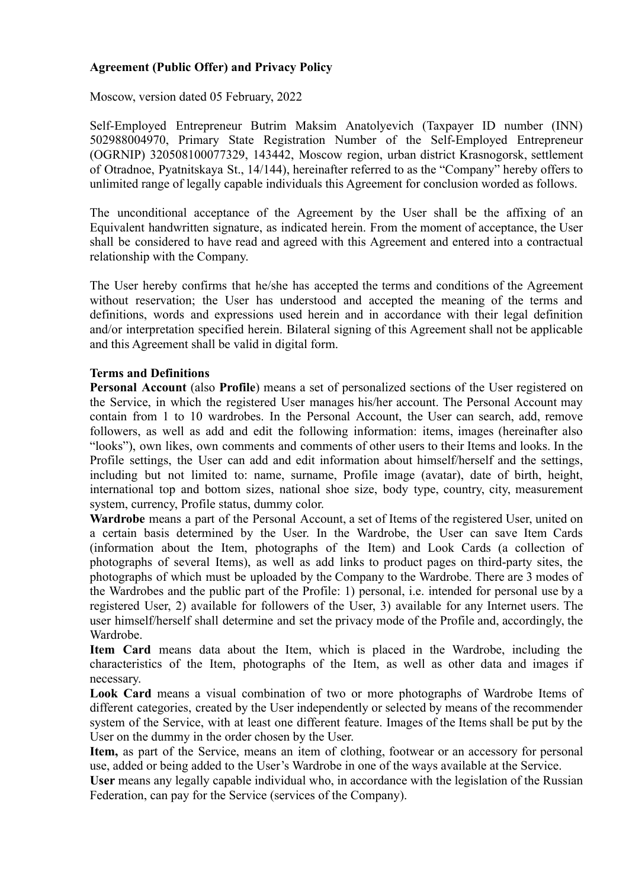**Agreement (Public Offer) and Privacy Policy**

Moscow, version dated 05 February, 2022

Self-Employed Entrepreneur Butrim Maksim Anatolyevich (Taxpayer ID number (INN) 502988004970, Primary State Registration Number of the Self-Employed Entrepreneur (OGRNIP) 320508100077329, 143442, Moscow region, urban district Krasnogorsk, settlement of Otradnoe, Pyatnitskaya St., 14/144), hereinafter referred to as the "Company" hereby offers to unlimited range of legally capable individuals this Agreement for conclusion worded as follows.

The unconditional acceptance of the Agreement by the User shall be the affixing of an Equivalent handwritten signature, as indicated herein. From the moment of acceptance, the User shall be considered to have read and agreed with this Agreement and entered into a contractual relationship with the Company.

The User hereby confirms that he/she has accepted the terms and conditions of the Agreement without reservation; the User has understood and accepted the meaning of the terms and definitions, words and expressions used herein and in accordance with their legal definition and/or interpretation specified herein. Bilateral signing of this Agreement shall not be applicable and this Agreement shall be valid in digital form.

**Terms and Definitions**

**Personal Account** (also **Profile**) means a set of personalized sections of the User registered on the Service, in which the registered User manages his/her account. The Personal Account may contain from 1 to 10 wardrobes. In the Personal Account, the User can search, add, remove followers, as well as add and edit the following information: items, images (hereinafter also "looks"), own likes, own comments and comments of other users to their Items and looks. In the Profile settings, the User can add and edit information about himself/herself and the settings, including but not limited to: name, surname, Profile image (avatar), date of birth, height, international top and bottom sizes, national shoe size, body type, country, city, measurement system, currency, Profile status, dummy color.

**Wardrobe** means a part of the Personal Account, a set of Items of the registered User, united on a certain basis determined by the User. In the Wardrobe, the User can save Item Cards (information about the Item, photographs of the Item) and Look Cards (a collection of photographs of several Items), as well as add links to product pages on third-party sites, the photographs of which must be uploaded by the Company to the Wardrobe. There are 3 modes of the Wardrobes and the public part of the Profile: 1) personal, i.e. intended for personal use by a registered User, 2) available for followers of the User, 3) available for any Internet users. The user himself/herself shall determine and set the privacy mode of the Profile and, accordingly, the Wardrobe.

**Item Card** means data about the Item, which is placed in the Wardrobe, including the characteristics of the Item, photographs of the Item, as well as other data and images if necessary.

**Look Card** means a visual combination of two or more photographs of Wardrobe Items of different categories, created by the User independently or selected by means of the recommender system of the Service, with at least one different feature. Images of the Items shall be put by the User on the dummy in the order chosen by the User.

**Item,** as part of the Service, means an item of clothing, footwear or an accessory for personal use, added or being added to the User's Wardrobe in one of the ways available at the Service.

**User** means any legally capable individual who, in accordance with the legislation of the Russian Federation, can pay for the Service (services of the Company).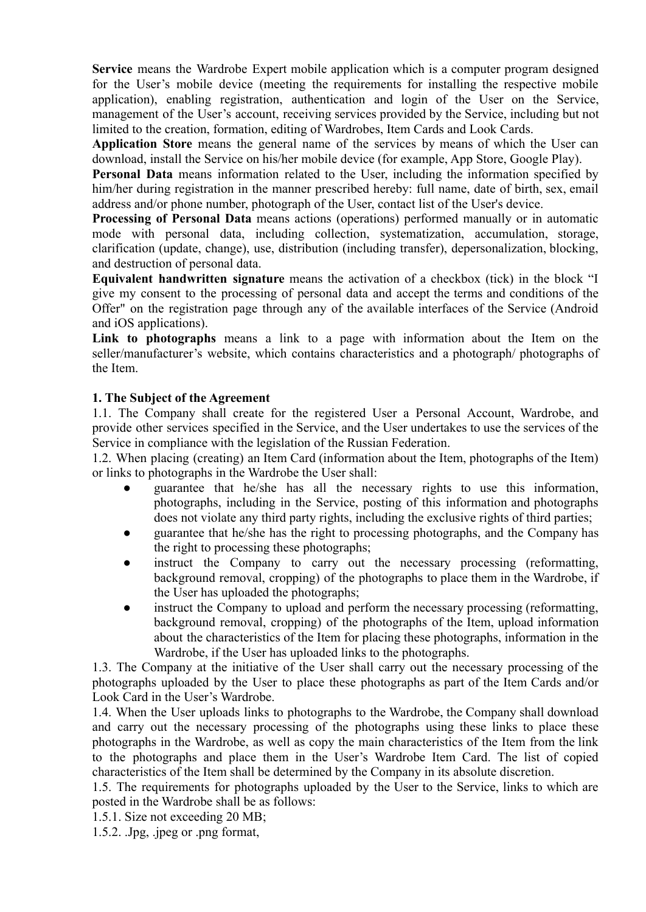**Service** means the Wardrobe Expert mobile application which is a computer program designed for the User's mobile device (meeting the requirements for installing the respective mobile application), enabling registration, authentication and login of the User on the Service, management of the User's account, receiving services provided by the Service, including but not limited to the creation, formation, editing of Wardrobes, Item Cards and Look Cards.

**Application Store** means the general name of the services by means of which the User can download, install the Service on his/her mobile device (for example, App Store, Google Play).

**Personal Data** means information related to the User, including the information specified by him/her during registration in the manner prescribed hereby: full name, date of birth, sex, email address and/or phone number, photograph of the User, contact list of the User's device.

**Processing of Personal Data** means actions (operations) performed manually or in automatic mode with personal data, including collection, systematization, accumulation, storage, clarification (update, change), use, distribution (including transfer), depersonalization, blocking, and destruction of personal data.

**Equivalent handwritten signature** means the activation of a checkbox (tick) in the block "I give my consent to the processing of personal data and accept the terms and conditions of the Offer" on the registration page through any of the available interfaces of the Service (Android and iOS applications).

**Link to photographs** means a link to a page with information about the Item on the seller/manufacturer's website, which contains characteristics and a photograph/ photographs of the Item.

**1. The Subject of the Agreement**

1.1. The Company shall create for the registered User a Personal Account, Wardrobe, and provide other services specified in the Service, and the User undertakes to use the services of the Service in compliance with the legislation of the Russian Federation.

1.2. When placing (creating) an Item Card (information about the Item, photographs of the Item) or links to photographs in the Wardrobe the User shall:

- guarantee that he/she has all the necessary rights to use this information, photographs, including in the Service, posting of this information and photographs does not violate any third party rights, including the exclusive rights of third parties;
- guarantee that he/she has the right to processing photographs, and the Company has the right to processing these photographs;
- instruct the Company to carry out the necessary processing (reformatting, background removal, cropping) of the photographs to place them in the Wardrobe, if the User has uploaded the photographs;
- instruct the Company to upload and perform the necessary processing (reformatting, background removal, cropping) of the photographs of the Item, upload information about the characteristics of the Item for placing these photographs, information in the Wardrobe, if the User has uploaded links to the photographs.

1.3. The Company at the initiative of the User shall carry out the necessary processing of the photographs uploaded by the User to place these photographs as part of the Item Cards and/or Look Card in the User's Wardrobe.

1.4. When the User uploads links to photographs to the Wardrobe, the Company shall download and carry out the necessary processing of the photographs using these links to place these photographs in the Wardrobe, as well as copy the main characteristics of the Item from the link to the photographs and place them in the User's Wardrobe Item Card. The list of copied characteristics of the Item shall be determined by the Company in its absolute discretion.

1.5. The requirements for photographs uploaded by the User to the Service, links to which are posted in the Wardrobe shall be as follows:

1.5.1. Size not exceeding 20 MB;

1.5.2. .Jpg, .jpeg or .png format,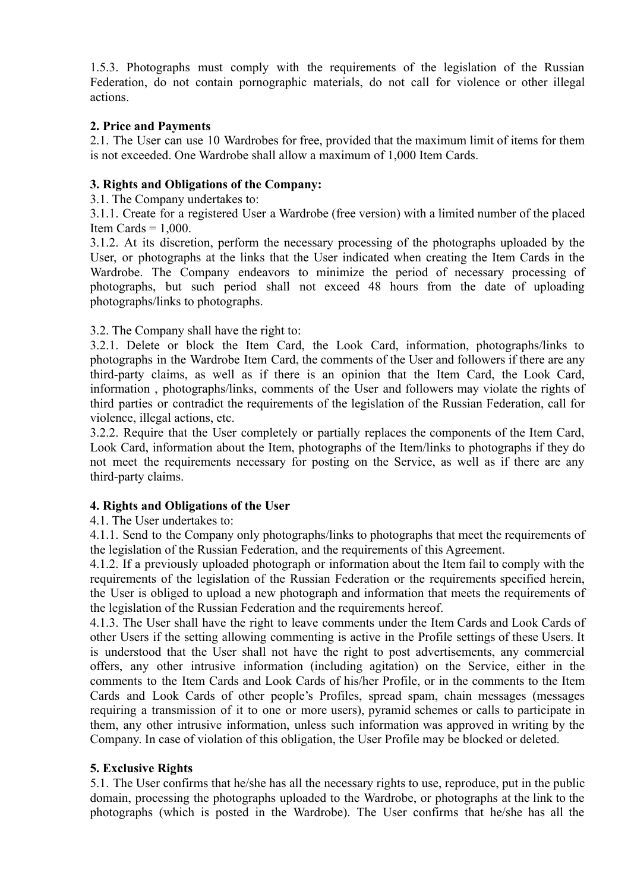1.5.3. Photographs must comply with the requirements of the legislation of the Russian Federation, do not contain pornographic materials, do not call for violence or other illegal actions.

**2. Price and Payments**

2.1. The User can use 10 Wardrobes for free, provided that the maximum limit of items for them is not exceeded. One Wardrobe shall allow a maximum of 1,000 Item Cards.

**3. Rights and Obligations of the Company:**

3.1. The Company undertakes to:

3.1.1. Create for a registered User a Wardrobe (free version) with a limited number of the placed Item Cards = 1,000.

3.1.2. At its discretion, perform the necessary processing of the photographs uploaded by the User, or photographs at the links that the User indicated when creating the Item Cards in the Wardrobe. The Company endeavors to minimize the period of necessary processing of photographs, but such period shall not exceed 48 hours from the date of uploading photographs/links to photographs.

3.2. The Company shall have the right to:

3.2.1. Delete or block the Item Card, the Look Card, information, photographs/links to photographs in the Wardrobe Item Card, the comments of the User and followers if there are any third-party claims, as well as if there is an opinion that the Item Card, the Look Card, information , photographs/links, comments of the User and followers may violate the rights of third parties or contradict the requirements of the legislation of the Russian Federation, call for violence, illegal actions, etc.

3.2.2. Require that the User completely or partially replaces the components of the Item Card, Look Card, information about the Item, photographs of the Item/links to photographs if they do not meet the requirements necessary for posting on the Service, as well as if there are any third-party claims.

**4. Rights and Obligations of the User**

4.1. The User undertakes to:

4.1.1. Send to the Company only photographs/links to photographs that meet the requirements of the legislation of the Russian Federation, and the requirements of this Agreement.

4.1.2. If a previously uploaded photograph or information about the Item fail to comply with the requirements of the legislation of the Russian Federation or the requirements specified herein, the User is obliged to upload a new photograph and information that meets the requirements of the legislation of the Russian Federation and the requirements hereof.

4.1.3. The User shall have the right to leave comments under the Item Cards and Look Cards of other Users if the setting allowing commenting is active in the Profile settings of these Users. It is understood that the User shall not have the right to post advertisements, any commercial offers, any other intrusive information (including agitation) on the Service, either in the comments to the Item Cards and Look Cards of his/her Profile, or in the comments to the Item Cards and Look Cards of other people's Profiles, spread spam, chain messages (messages requiring a transmission of it to one or more users), pyramid schemes or calls to participate in them, any other intrusive information, unless such information was approved in writing by the Company. In case of violation of this obligation, the User Profile may be blocked or deleted.

**5. Exclusive Rights**

5.1. The User confirms that he/she has all the necessary rights to use, reproduce, put in the public domain, processing the photographs uploaded to the Wardrobe, or photographs at the link to the photographs (which is posted in the Wardrobe). The User confirms that he/she has all the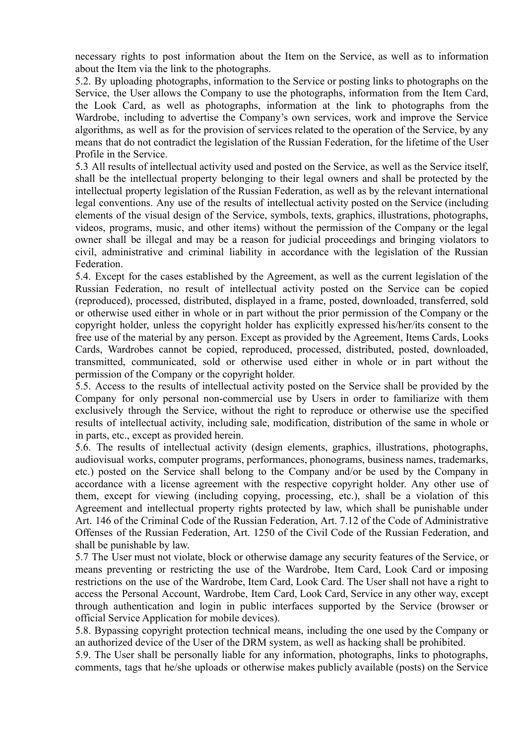necessary rights to post information about the Item on the Service, as well as to information about the Item via the link to the photographs.

5.2. By uploading photographs, information to the Service or posting links to photographs on the Service, the User allows the Company to use the photographs, information from the Item Card, the Look Card, as well as photographs, information at the link to photographs from the Wardrobe, including to advertise the Company's own services, work and improve the Service algorithms, as well as for the provision of services related to the operation of the Service, by any means that do not contradict the legislation of the Russian Federation, for the lifetime of the User Profile in the Service.

5.3 All results of intellectual activity used and posted on the Service, as well as the Service itself, shall be the intellectual property belonging to their legal owners and shall be protected by the intellectual property legislation of the Russian Federation, as well as by the relevant international legal conventions. Any use of the results of intellectual activity posted on the Service (including elements of the visual design of the Service, symbols, texts, graphics, illustrations, photographs, videos, programs, music, and other items) without the permission of the Company or the legal owner shall be illegal and may be a reason for judicial proceedings and bringing violators to civil, administrative and criminal liability in accordance with the legislation of the Russian Federation.

5.4. Except for the cases established by the Agreement, as well as the current legislation of the Russian Federation, no result of intellectual activity posted on the Service can be copied (reproduced), processed, distributed, displayed in a frame, posted, downloaded, transferred, sold or otherwise used either in whole or in part without the prior permission of the Company or the copyright holder, unless the copyright holder has explicitly expressed his/her/its consent to the free use of the material by any person. Except as provided by the Agreement, Items Cards, Looks Cards, Wardrobes cannot be copied, reproduced, processed, distributed, posted, downloaded, transmitted, communicated, sold or otherwise used either in whole or in part without the permission of the Company or the copyright holder.

5.5. Access to the results of intellectual activity posted on the Service shall be provided by the Company for only personal non-commercial use by Users in order to familiarize with them exclusively through the Service, without the right to reproduce or otherwise use the specified results of intellectual activity, including sale, modification, distribution of the same in whole or in parts, etc., except as provided herein.

5.6. The results of intellectual activity (design elements, graphics, illustrations, photographs, audiovisual works, computer programs, performances, phonograms, business names, trademarks, etc.) posted on the Service shall belong to the Company and/or be used by the Company in accordance with a license agreement with the respective copyright holder. Any other use of them, except for viewing (including copying, processing, etc.), shall be a violation of this Agreement and intellectual property rights protected by law, which shall be punishable under Art. 146 of the Criminal Code of the Russian Federation, Art. 7.12 of the Code of Administrative Offenses of the Russian Federation, Art. 1250 of the Civil Code of the Russian Federation, and shall be punishable by law.

5.7 The User must not violate, block or otherwise damage any security features of the Service, or means preventing or restricting the use of the Wardrobe, Item Card, Look Card or imposing restrictions on the use of the Wardrobe, Item Card, Look Card. The User shall not have a right to access the Personal Account, Wardrobe, Item Card, Look Card, Service in any other way, except through authentication and login in public interfaces supported by the Service (browser or official Service Application for mobile devices).

5.8. Bypassing copyright protection technical means, including the one used by the Company or an authorized device of the User of the DRM system, as well as hacking shall be prohibited.

5.9. The User shall be personally liable for any information, photographs, links to photographs, comments, tags that he/she uploads or otherwise makes publicly available (posts) on the Service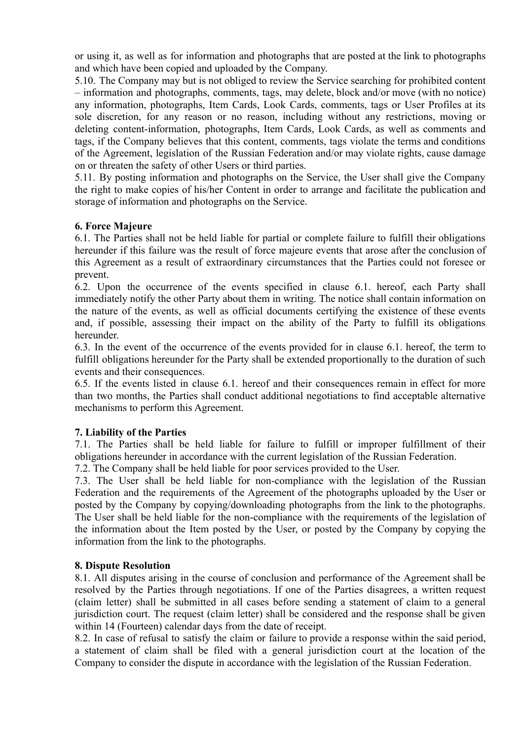or using it, as well as for information and photographs that are posted at the link to photographs and which have been copied and uploaded by the Company.

5.10. The Company may but is not obliged to review the Service searching for prohibited content – information and photographs, comments, tags, may delete, block and/or move (with no notice) any information, photographs, Item Cards, Look Cards, comments, tags or User Profiles at its sole discretion, for any reason or no reason, including without any restrictions, moving or deleting content-information, photographs, Item Cards, Look Cards, as well as comments and tags, if the Company believes that this content, comments, tags violate the terms and conditions of the Agreement, legislation of the Russian Federation and/or may violate rights, cause damage on or threaten the safety of other Users or third parties.

5.11. By posting information and photographs on the Service, the User shall give the Company the right to make copies of his/her Content in order to arrange and facilitate the publication and storage of information and photographs on the Service.

**6. Force Majeure**

6.1. The Parties shall not be held liable for partial or complete failure to fulfill their obligations hereunder if this failure was the result of force majeure events that arose after the conclusion of this Agreement as a result of extraordinary circumstances that the Parties could not foresee or prevent.

6.2. Upon the occurrence of the events specified in clause 6.1. hereof, each Party shall immediately notify the other Party about them in writing. The notice shall contain information on the nature of the events, as well as official documents certifying the existence of these events and, if possible, assessing their impact on the ability of the Party to fulfill its obligations hereunder.

6.3. In the event of the occurrence of the events provided for in clause 6.1. hereof, the term to fulfill obligations hereunder for the Party shall be extended proportionally to the duration of such events and their consequences.

6.5. If the events listed in clause 6.1. hereof and their consequences remain in effect for more than two months, the Parties shall conduct additional negotiations to find acceptable alternative mechanisms to perform this Agreement.

**7. Liability of the Parties**

7.1. The Parties shall be held liable for failure to fulfill or improper fulfillment of their obligations hereunder in accordance with the current legislation of the Russian Federation.

7.2. The Company shall be held liable for poor services provided to the User.

7.3. The User shall be held liable for non-compliance with the legislation of the Russian Federation and the requirements of the Agreement of the photographs uploaded by the User or posted by the Company by copying/downloading photographs from the link to the photographs. The User shall be held liable for the non-compliance with the requirements of the legislation of the information about the Item posted by the User, or posted by the Company by copying the information from the link to the photographs.

**8. Dispute Resolution**

8.1. All disputes arising in the course of conclusion and performance of the Agreement shall be resolved by the Parties through negotiations. If one of the Parties disagrees, a written request (claim letter) shall be submitted in all cases before sending a statement of claim to a general jurisdiction court. The request (claim letter) shall be considered and the response shall be given within 14 (Fourteen) calendar days from the date of receipt.

8.2. In case of refusal to satisfy the claim or failure to provide a response within the said period, a statement of claim shall be filed with a general jurisdiction court at the location of the Company to consider the dispute in accordance with the legislation of the Russian Federation.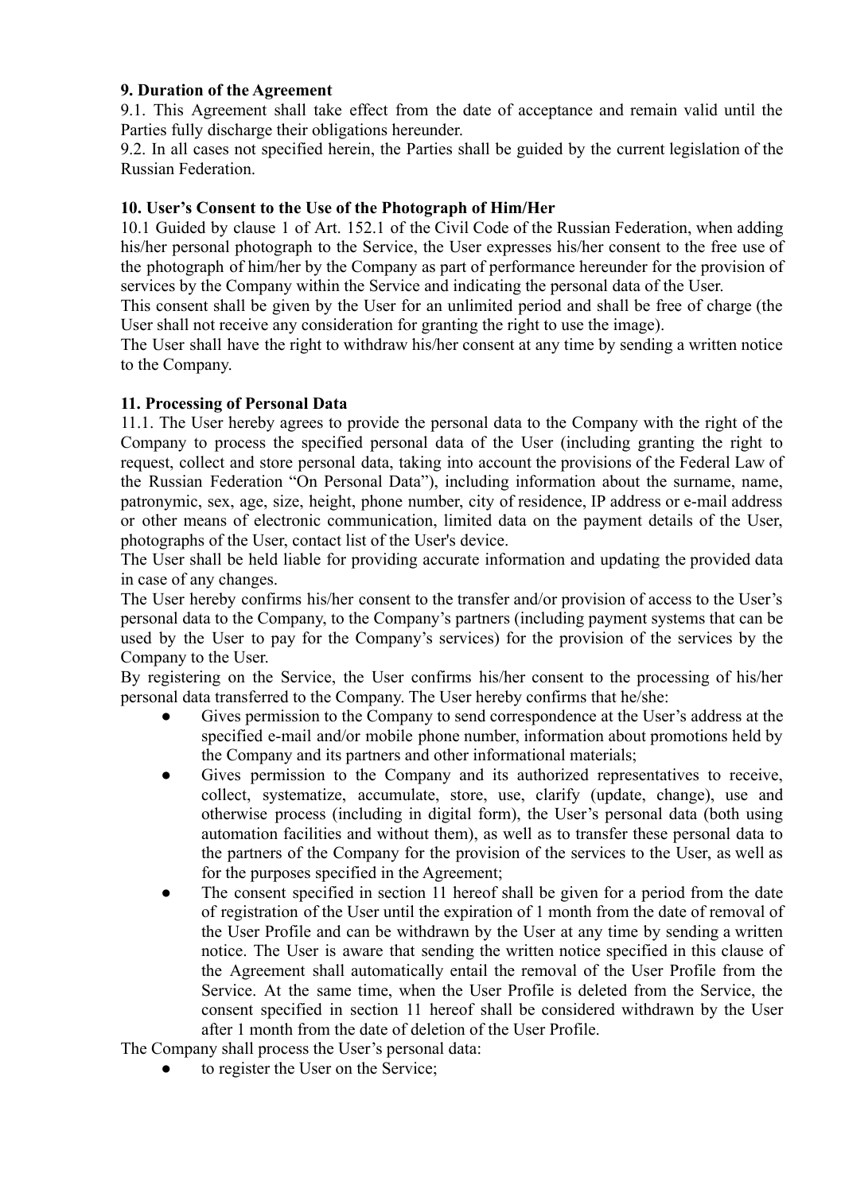**9. Duration of the Agreement**

9.1. This Agreement shall take effect from the date of acceptance and remain valid until the Parties fully discharge their obligations hereunder.

9.2. In all cases not specified herein, the Parties shall be guided by the current legislation of the Russian Federation.

**10. User's Consent to the Use of the Photograph of Him/Her**

10.1 Guided by clause 1 of Art. 152.1 of the Civil Code of the Russian Federation, when adding his/her personal photograph to the Service, the User expresses his/her consent to the free use of the photograph of him/her by the Company as part of performance hereunder for the provision of services by the Company within the Service and indicating the personal data of the User.

This consent shall be given by the User for an unlimited period and shall be free of charge (the User shall not receive any consideration for granting the right to use the image).

The User shall have the right to withdraw his/her consent at any time by sending a written notice to the Company.

**11. Processing of Personal Data**

11.1. The User hereby agrees to provide the personal data to the Company with the right of the Company to process the specified personal data of the User (including granting the right to request, collect and store personal data, taking into account the provisions of the Federal Law of the Russian Federation "On Personal Data"), including information about the surname, name, patronymic, sex, age, size, height, phone number, city of residence, IP address or e-mail address or other means of electronic communication, limited data on the payment details of the User, photographs of the User, contact list of the User's device.

The User shall be held liable for providing accurate information and updating the provided data in case of any changes.

The User hereby confirms his/her consent to the transfer and/or provision of access to the User's personal data to the Company, to the Company's partners (including payment systems that can be used by the User to pay for the Company's services) for the provision of the services by the Company to the User.

By registering on the Service, the User confirms his/her consent to the processing of his/her personal data transferred to the Company. The User hereby confirms that he/she:

- Gives permission to the Company to send correspondence at the User's address at the specified e-mail and/or mobile phone number, information about promotions held by the Company and its partners and other informational materials;
- Gives permission to the Company and its authorized representatives to receive, collect, systematize, accumulate, store, use, clarify (update, change), use and otherwise process (including in digital form), the User's personal data (both using automation facilities and without them), as well as to transfer these personal data to the partners of the Company for the provision of the services to the User, as well as for the purposes specified in the Agreement;
- The consent specified in section 11 hereof shall be given for a period from the date of registration of the User until the expiration of 1 month from the date of removal of the User Profile and can be withdrawn by the User at any time by sending a written notice. The User is aware that sending the written notice specified in this clause of the Agreement shall automatically entail the removal of the User Profile from the Service. At the same time, when the User Profile is deleted from the Service, the consent specified in section 11 hereof shall be considered withdrawn by the User after 1 month from the date of deletion of the User Profile.

The Company shall process the User's personal data:

- to register the User on the Service;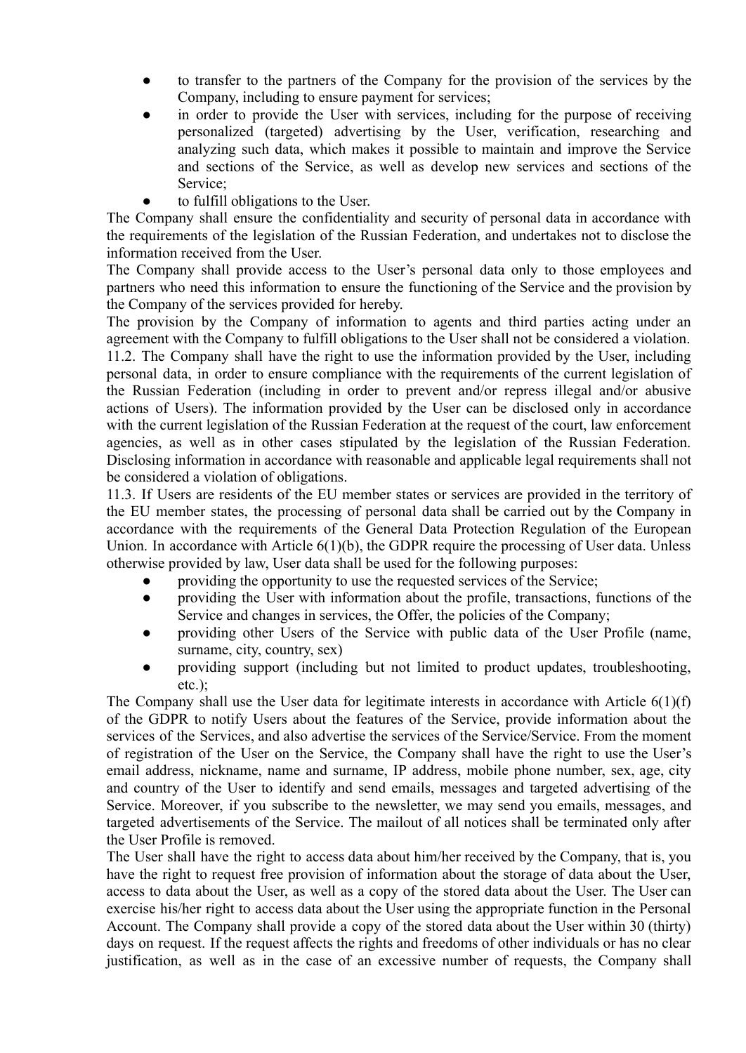- to transfer to the partners of the Company for the provision of the services by the Company, including to ensure payment for services;
- in order to provide the User with services, including for the purpose of receiving personalized (targeted) advertising by the User, verification, researching and analyzing such data, which makes it possible to maintain and improve the Service and sections of the Service, as well as develop new services and sections of the Service;
- to fulfill obligations to the User.

The Company shall ensure the confidentiality and security of personal data in accordance with the requirements of the legislation of the Russian Federation, and undertakes not to disclose the information received from the User.

The Company shall provide access to the User's personal data only to those employees and partners who need this information to ensure the functioning of the Service and the provision by the Company of the services provided for hereby.

The provision by the Company of information to agents and third parties acting under an agreement with the Company to fulfill obligations to the User shall not be considered a violation.

11.2. The Company shall have the right to use the information provided by the User, including personal data, in order to ensure compliance with the requirements of the current legislation of the Russian Federation (including in order to prevent and/or repress illegal and/or abusive actions of Users). The information provided by the User can be disclosed only in accordance with the current legislation of the Russian Federation at the request of the court, law enforcement agencies, as well as in other cases stipulated by the legislation of the Russian Federation. Disclosing information in accordance with reasonable and applicable legal requirements shall not be considered a violation of obligations.

11.3. If Users are residents of the EU member states or services are provided in the territory of the EU member states, the processing of personal data shall be carried out by the Company in accordance with the requirements of the General Data Protection Regulation of the European Union. In accordance with Article 6(1)(b), the GDPR require the processing of User data. Unless otherwise provided by law, User data shall be used for the following purposes:

- providing the opportunity to use the requested services of the Service;
- providing the User with information about the profile, transactions, functions of the Service and changes in services, the Offer, the policies of the Company;
- providing other Users of the Service with public data of the User Profile (name, surname, city, country, sex)
- providing support (including but not limited to product updates, troubleshooting, etc.);

The Company shall use the User data for legitimate interests in accordance with Article 6(1)(f) of the GDPR to notify Users about the features of the Service, provide information about the services of the Services, and also advertise the services of the Service/Service. From the moment of registration of the User on the Service, the Company shall have the right to use the User's email address, nickname, name and surname, IP address, mobile phone number, sex, age, city and country of the User to identify and send emails, messages and targeted advertising of the Service. Moreover, if you subscribe to the newsletter, we may send you emails, messages, and targeted advertisements of the Service. The mailout of all notices shall be terminated only after the User Profile is removed.

The User shall have the right to access data about him/her received by the Company, that is, you have the right to request free provision of information about the storage of data about the User, access to data about the User, as well as a copy of the stored data about the User. The User can exercise his/her right to access data about the User using the appropriate function in the Personal Account. The Company shall provide a copy of the stored data about the User within 30 (thirty) days on request. If the request affects the rights and freedoms of other individuals or has no clear justification, as well as in the case of an excessive number of requests, the Company shall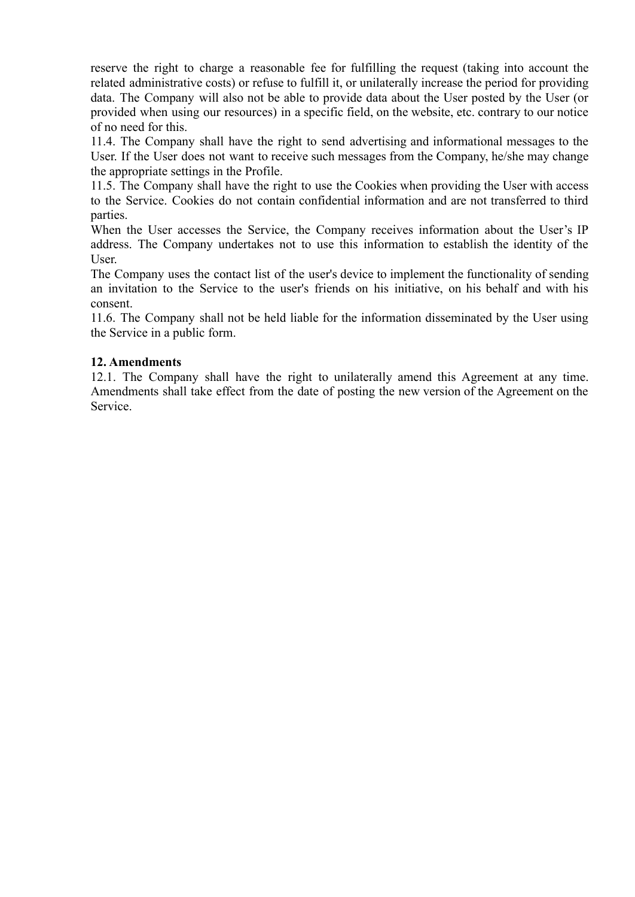reserve the right to charge a reasonable fee for fulfilling the request (taking into account the related administrative costs) or refuse to fulfill it, or unilaterally increase the period for providing data. The Company will also not be able to provide data about the User posted by the User (or provided when using our resources) in a specific field, on the website, etc. contrary to our notice of no need for this.

11.4. The Company shall have the right to send advertising and informational messages to the User. If the User does not want to receive such messages from the Company, he/she may change the appropriate settings in the Profile.

11.5. The Company shall have the right to use the Cookies when providing the User with access to the Service. Cookies do not contain confidential information and are not transferred to third parties.

When the User accesses the Service, the Company receives information about the User's IP address. The Company undertakes not to use this information to establish the identity of the User.

The Company uses the contact list of the user's device to implement the functionality of sending an invitation to the Service to the user's friends on his initiative, on his behalf and with his consent.

11.6. The Company shall not be held liable for the information disseminated by the User using the Service in a public form.

**12. Amendments**

12.1. The Company shall have the right to unilaterally amend this Agreement at any time. Amendments shall take effect from the date of posting the new version of the Agreement on the Service.